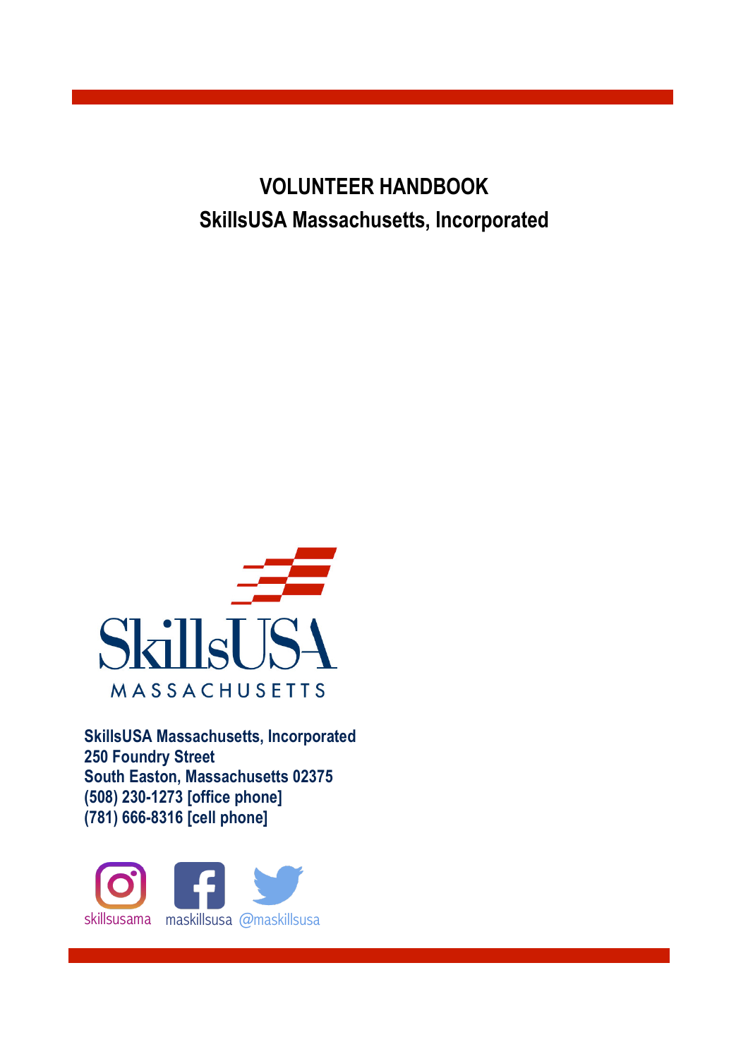# VOLUNTEER HANDBOOK

## SkillsUSA Massachusetts, Incorporated

**SkillsUSA Massachusetts, Incorporated**
**250 Foundry Street**
**South Easton, Massachusetts 02375**
**(508) 230-1273 [office phone]**
**(781) 666-8316 [cell phone]**

skillsusama maskillsusa @maskillsusa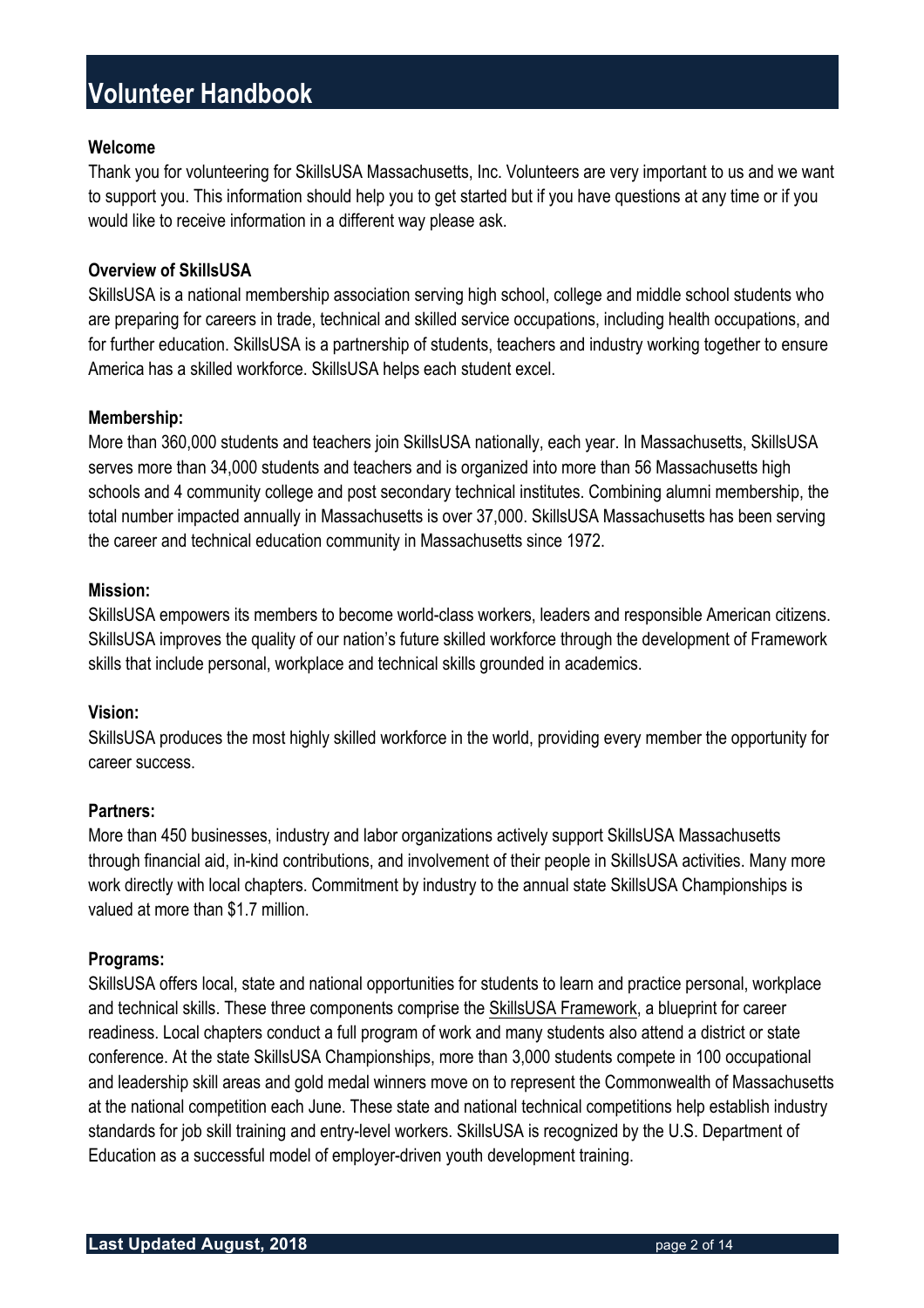# Volunteer Handbook

**Welcome**

Thank you for volunteering for SkillsUSA Massachusetts, Inc. Volunteers are very important to us and we want to support you. This information should help you to get started but if you have questions at any time or if you would like to receive information in a different way please ask.

**Overview of SkillsUSA**

SkillsUSA is a national membership association serving high school, college and middle school students who are preparing for careers in trade, technical and skilled service occupations, including health occupations, and for further education. SkillsUSA is a partnership of students, teachers and industry working together to ensure America has a skilled workforce. SkillsUSA helps each student excel.

**Membership:**

More than 360,000 students and teachers join SkillsUSA nationally, each year. In Massachusetts, SkillsUSA serves more than 34,000 students and teachers and is organized into more than 56 Massachusetts high schools and 4 community college and post secondary technical institutes. Combining alumni membership, the total number impacted annually in Massachusetts is over 37,000. SkillsUSA Massachusetts has been serving the career and technical education community in Massachusetts since 1972.

**Mission:**

SkillsUSA empowers its members to become world-class workers, leaders and responsible American citizens. SkillsUSA improves the quality of our nation's future skilled workforce through the development of Framework skills that include personal, workplace and technical skills grounded in academics.

**Vision:**

SkillsUSA produces the most highly skilled workforce in the world, providing every member the opportunity for career success.

**Partners:**

More than 450 businesses, industry and labor organizations actively support SkillsUSA Massachusetts through financial aid, in-kind contributions, and involvement of their people in SkillsUSA activities. Many more work directly with local chapters. Commitment by industry to the annual state SkillsUSA Championships is valued at more than $1.7 million.

**Programs:**

SkillsUSA offers local, state and national opportunities for students to learn and practice personal, workplace and technical skills. These three components comprise the SkillsUSA Framework, a blueprint for career readiness. Local chapters conduct a full program of work and many students also attend a district or state conference. At the state SkillsUSA Championships, more than 3,000 students compete in 100 occupational and leadership skill areas and gold medal winners move on to represent the Commonwealth of Massachusetts at the national competition each June. These state and national technical competitions help establish industry standards for job skill training and entry-level workers. SkillsUSA is recognized by the U.S. Department of Education as a successful model of employer-driven youth development training.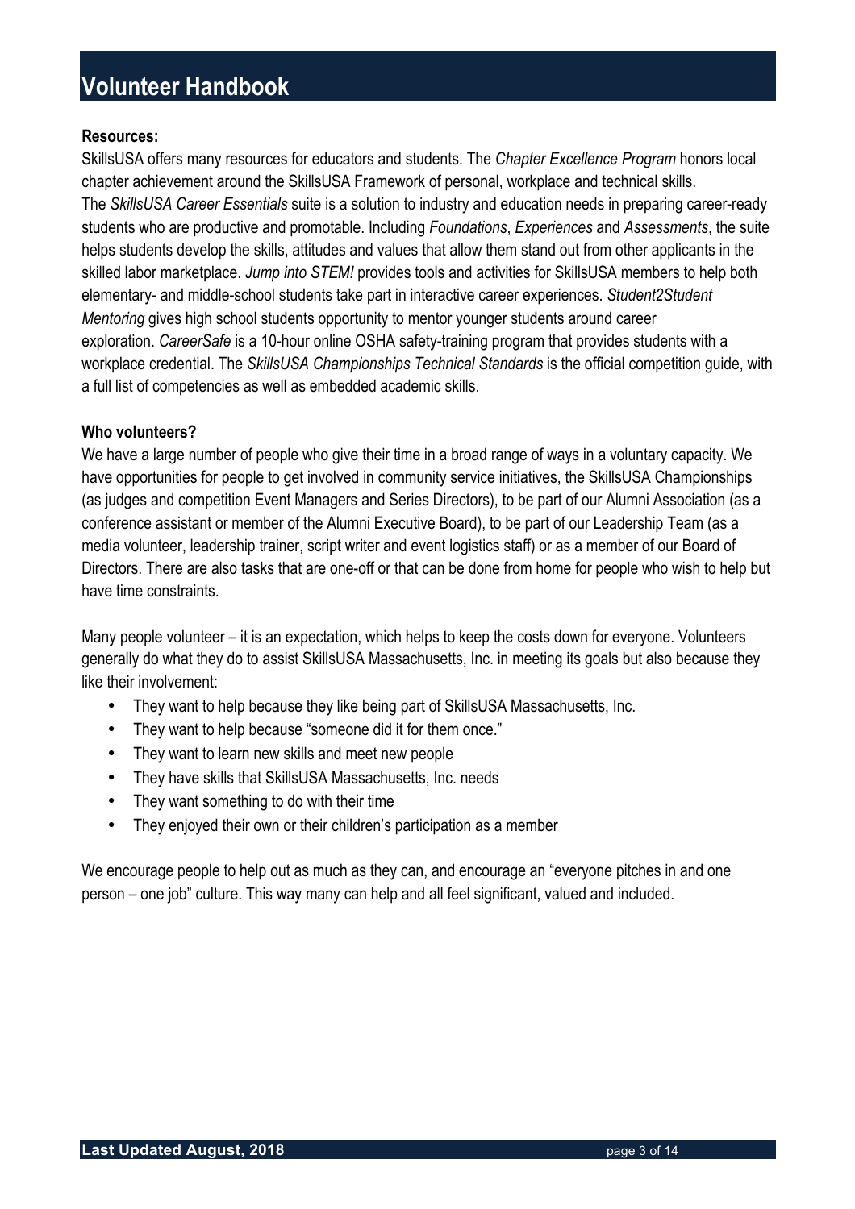**Resources:**

SkillsUSA offers many resources for educators and students. The *Chapter Excellence Program* honors local chapter achievement around the SkillsUSA Framework of personal, workplace and technical skills. The *SkillsUSA Career Essentials* suite is a solution to industry and education needs in preparing career-ready students who are productive and promotable. Including *Foundations*, *Experiences* and *Assessments*, the suite helps students develop the skills, attitudes and values that allow them stand out from other applicants in the skilled labor marketplace. *Jump into STEM!* provides tools and activities for SkillsUSA members to help both elementary- and middle-school students take part in interactive career experiences. *Student2Student Mentoring* gives high school students opportunity to mentor younger students around career exploration. *CareerSafe* is a 10-hour online OSHA safety-training program that provides students with a workplace credential. The *SkillsUSA Championships Technical Standards* is the official competition guide, with a full list of competencies as well as embedded academic skills.

**Who volunteers?**

We have a large number of people who give their time in a broad range of ways in a voluntary capacity. We have opportunities for people to get involved in community service initiatives, the SkillsUSA Championships (as judges and competition Event Managers and Series Directors), to be part of our Alumni Association (as a conference assistant or member of the Alumni Executive Board), to be part of our Leadership Team (as a media volunteer, leadership trainer, script writer and event logistics staff) or as a member of our Board of Directors. There are also tasks that are one-off or that can be done from home for people who wish to help but have time constraints.

Many people volunteer – it is an expectation, which helps to keep the costs down for everyone. Volunteers generally do what they do to assist SkillsUSA Massachusetts, Inc. in meeting its goals but also because they like their involvement:

- They want to help because they like being part of SkillsUSA Massachusetts, Inc.
- They want to help because "someone did it for them once."
- They want to learn new skills and meet new people
- They have skills that SkillsUSA Massachusetts, Inc. needs
- They want something to do with their time
- They enjoyed their own or their children's participation as a member

We encourage people to help out as much as they can, and encourage an "everyone pitches in and one person – one job" culture. This way many can help and all feel significant, valued and included.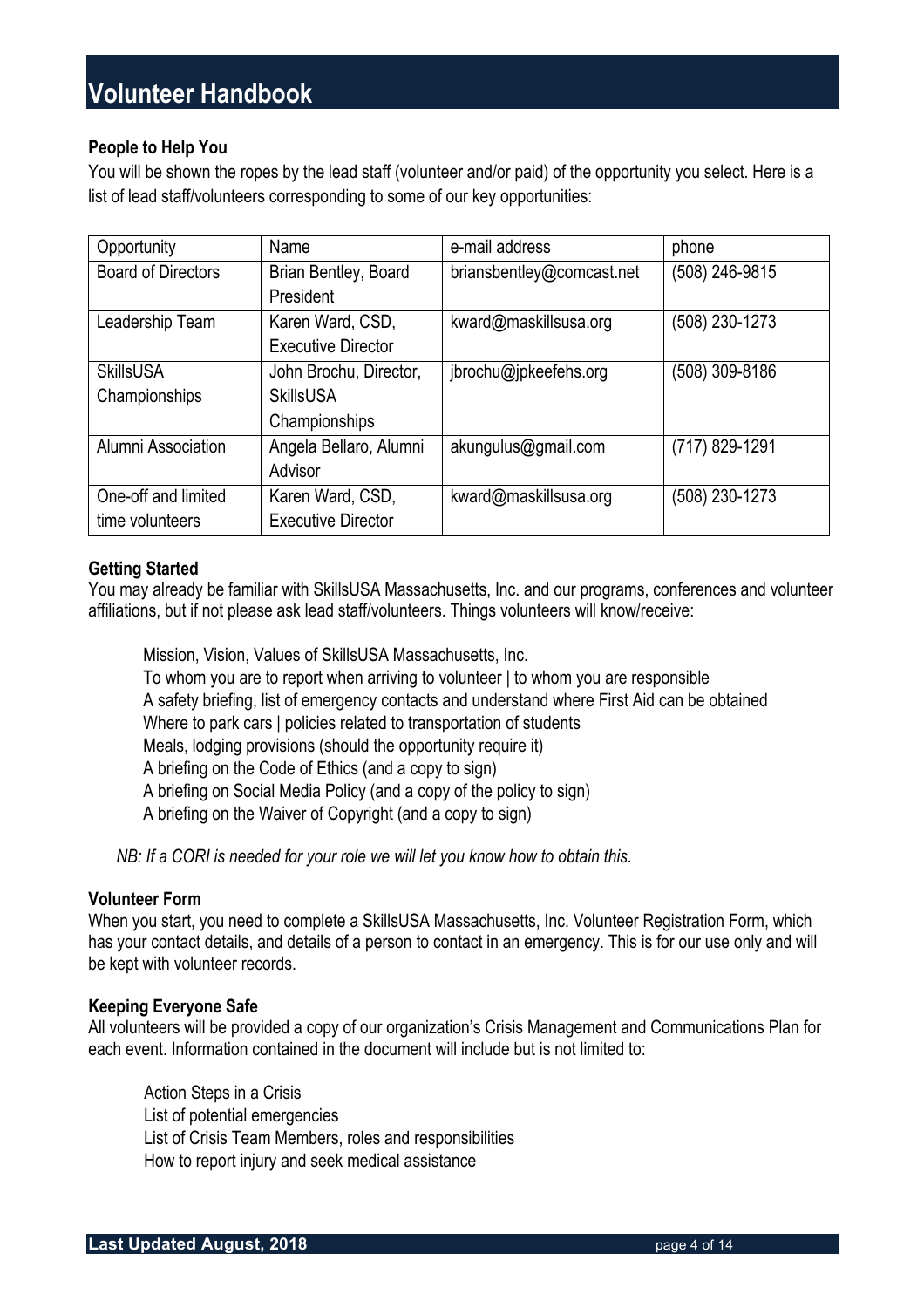# Volunteer Handbook

### People to Help You

You will be shown the ropes by the lead staff (volunteer and/or paid) of the opportunity you select. Here is a list of lead staff/volunteers corresponding to some of our key opportunities:

| Opportunity | Name | e-mail address | phone |
| --- | --- | --- | --- |
| Board of Directors | Brian Bentley, Board President | briansbentley@comcast.net | (508) 246-9815 |
| Leadership Team | Karen Ward, CSD, Executive Director | kward@maskillsusa.org | (508) 230-1273 |
| SkillsUSA Championships | John Brochu, Director, SkillsUSA Championships | jbrochu@jpkeefehs.org | (508) 309-8186 |
| Alumni Association | Angela Bellaro, Alumni Advisor | akungulus@gmail.com | (717) 829-1291 |
| One-off and limited time volunteers | Karen Ward, CSD, Executive Director | kward@maskillsusa.org | (508) 230-1273 |

### Getting Started

You may already be familiar with SkillsUSA Massachusetts, Inc. and our programs, conferences and volunteer affiliations, but if not please ask lead staff/volunteers. Things volunteers will know/receive:

- Mission, Vision, Values of SkillsUSA Massachusetts, Inc.
- To whom you are to report when arriving to volunteer | to whom you are responsible
- A safety briefing, list of emergency contacts and understand where First Aid can be obtained
- Where to park cars | policies related to transportation of students
- Meals, lodging provisions (should the opportunity require it)
- A briefing on the Code of Ethics (and a copy to sign)
- A briefing on Social Media Policy (and a copy of the policy to sign)
- A briefing on the Waiver of Copyright (and a copy to sign)

*NB: If a CORI is needed for your role we will let you know how to obtain this.*

### Volunteer Form

When you start, you need to complete a SkillsUSA Massachusetts, Inc. Volunteer Registration Form, which has your contact details, and details of a person to contact in an emergency. This is for our use only and will be kept with volunteer records.

### Keeping Everyone Safe

All volunteers will be provided a copy of our organization's Crisis Management and Communications Plan for each event. Information contained in the document will include but is not limited to:

- Action Steps in a Crisis
- List of potential emergencies
- List of Crisis Team Members, roles and responsibilities
- How to report injury and seek medical assistance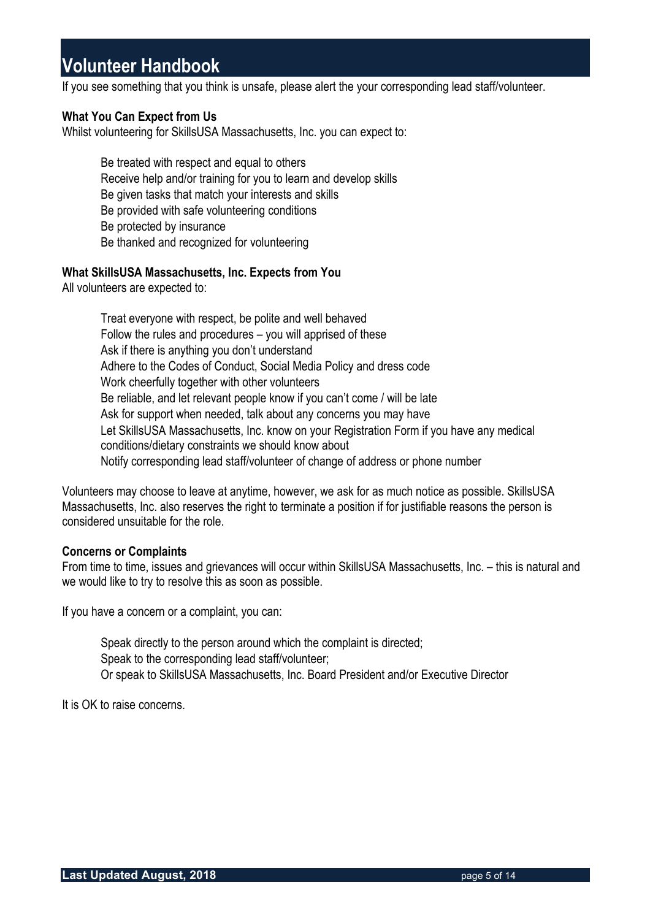If you see something that you think is unsafe, please alert the your corresponding lead staff/volunteer.

**What You Can Expect from Us**

Whilst volunteering for SkillsUSA Massachusetts, Inc. you can expect to:

- Be treated with respect and equal to others
- Receive help and/or training for you to learn and develop skills
- Be given tasks that match your interests and skills
- Be provided with safe volunteering conditions
- Be protected by insurance
- Be thanked and recognized for volunteering

**What SkillsUSA Massachusetts, Inc. Expects from You**

All volunteers are expected to:

- Treat everyone with respect, be polite and well behaved
- Follow the rules and procedures – you will apprised of these
- Ask if there is anything you don't understand
- Adhere to the Codes of Conduct, Social Media Policy and dress code
- Work cheerfully together with other volunteers
- Be reliable, and let relevant people know if you can't come / will be late
- Ask for support when needed, talk about any concerns you may have
- Let SkillsUSA Massachusetts, Inc. know on your Registration Form if you have any medical conditions/dietary constraints we should know about
- Notify corresponding lead staff/volunteer of change of address or phone number

Volunteers may choose to leave at anytime, however, we ask for as much notice as possible. SkillsUSA Massachusetts, Inc. also reserves the right to terminate a position if for justifiable reasons the person is considered unsuitable for the role.

**Concerns or Complaints**

From time to time, issues and grievances will occur within SkillsUSA Massachusetts, Inc. – this is natural and we would like to try to resolve this as soon as possible.

If you have a concern or a complaint, you can:

- Speak directly to the person around which the complaint is directed;
- Speak to the corresponding lead staff/volunteer;
- Or speak to SkillsUSA Massachusetts, Inc. Board President and/or Executive Director

It is OK to raise concerns.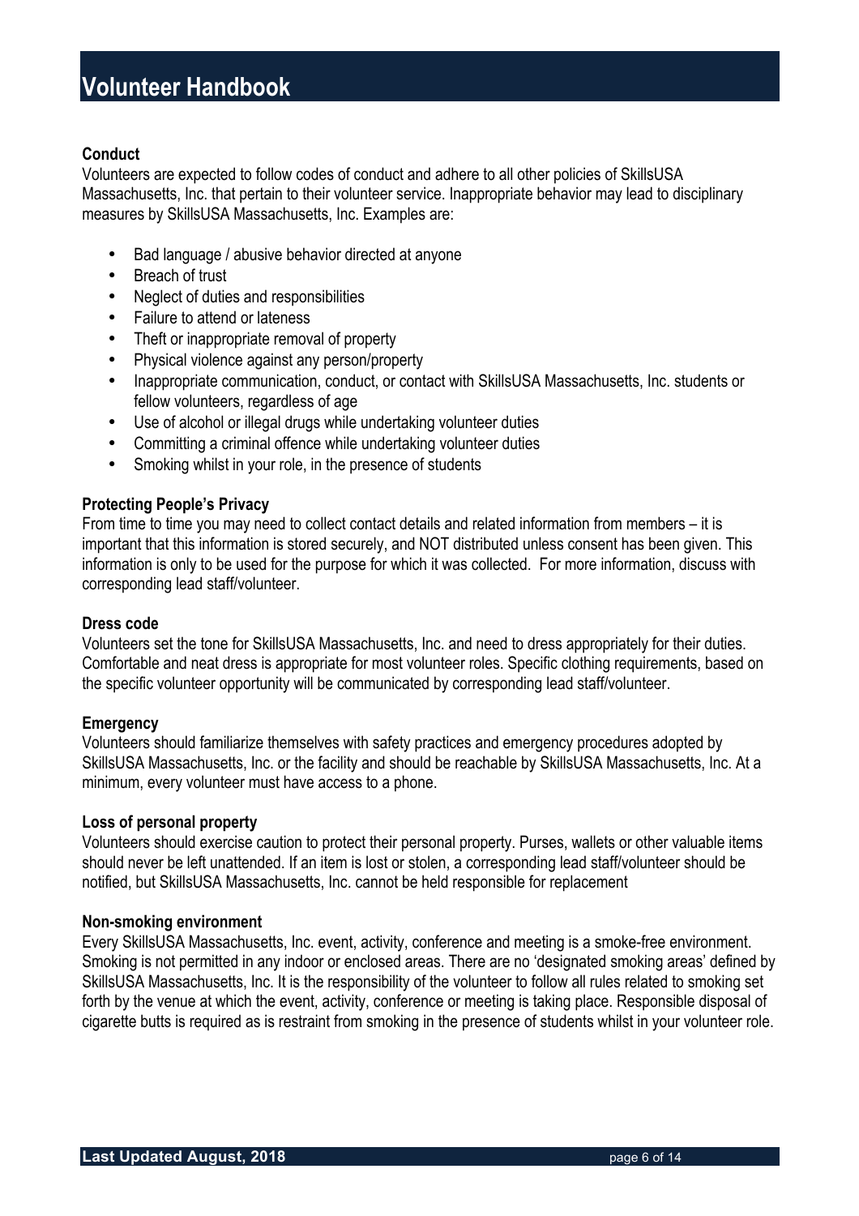### Conduct

Volunteers are expected to follow codes of conduct and adhere to all other policies of SkillsUSA Massachusetts, Inc. that pertain to their volunteer service. Inappropriate behavior may lead to disciplinary measures by SkillsUSA Massachusetts, Inc. Examples are:

- Bad language / abusive behavior directed at anyone
- Breach of trust
- Neglect of duties and responsibilities
- Failure to attend or lateness
- Theft or inappropriate removal of property
- Physical violence against any person/property
- Inappropriate communication, conduct, or contact with SkillsUSA Massachusetts, Inc. students or fellow volunteers, regardless of age
- Use of alcohol or illegal drugs while undertaking volunteer duties
- Committing a criminal offence while undertaking volunteer duties
- Smoking whilst in your role, in the presence of students

### Protecting People's Privacy

From time to time you may need to collect contact details and related information from members – it is important that this information is stored securely, and NOT distributed unless consent has been given. This information is only to be used for the purpose for which it was collected. For more information, discuss with corresponding lead staff/volunteer.

### Dress code

Volunteers set the tone for SkillsUSA Massachusetts, Inc. and need to dress appropriately for their duties. Comfortable and neat dress is appropriate for most volunteer roles. Specific clothing requirements, based on the specific volunteer opportunity will be communicated by corresponding lead staff/volunteer.

### Emergency

Volunteers should familiarize themselves with safety practices and emergency procedures adopted by SkillsUSA Massachusetts, Inc. or the facility and should be reachable by SkillsUSA Massachusetts, Inc. At a minimum, every volunteer must have access to a phone.

### Loss of personal property

Volunteers should exercise caution to protect their personal property. Purses, wallets or other valuable items should never be left unattended. If an item is lost or stolen, a corresponding lead staff/volunteer should be notified, but SkillsUSA Massachusetts, Inc. cannot be held responsible for replacement

### Non-smoking environment

Every SkillsUSA Massachusetts, Inc. event, activity, conference and meeting is a smoke-free environment. Smoking is not permitted in any indoor or enclosed areas. There are no 'designated smoking areas' defined by SkillsUSA Massachusetts, Inc. It is the responsibility of the volunteer to follow all rules related to smoking set forth by the venue at which the event, activity, conference or meeting is taking place. Responsible disposal of cigarette butts is required as is restraint from smoking in the presence of students whilst in your volunteer role.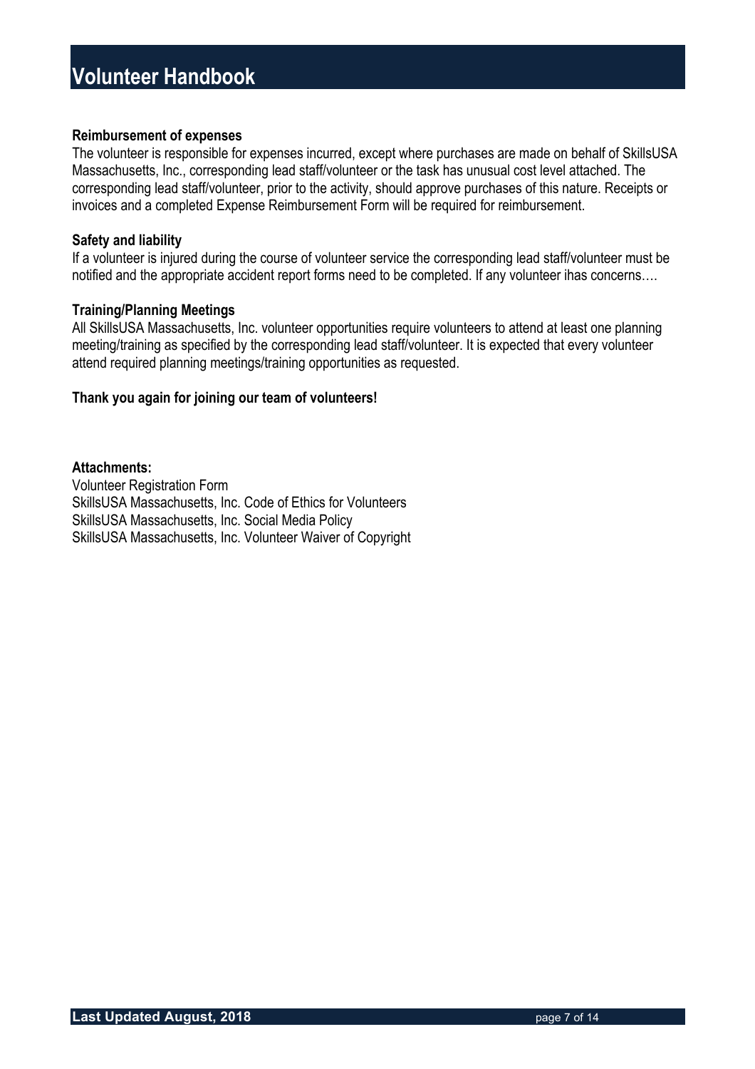**Reimbursement of expenses**

The volunteer is responsible for expenses incurred, except where purchases are made on behalf of SkillsUSA Massachusetts, Inc., corresponding lead staff/volunteer or the task has unusual cost level attached. The corresponding lead staff/volunteer, prior to the activity, should approve purchases of this nature. Receipts or invoices and a completed Expense Reimbursement Form will be required for reimbursement.

**Safety and liability**

If a volunteer is injured during the course of volunteer service the corresponding lead staff/volunteer must be notified and the appropriate accident report forms need to be completed. If any volunteer ihas concerns….

**Training/Planning Meetings**

All SkillsUSA Massachusetts, Inc. volunteer opportunities require volunteers to attend at least one planning meeting/training as specified by the corresponding lead staff/volunteer. It is expected that every volunteer attend required planning meetings/training opportunities as requested.

**Thank you again for joining our team of volunteers!**

**Attachments:**

Volunteer Registration Form
SkillsUSA Massachusetts, Inc. Code of Ethics for Volunteers
SkillsUSA Massachusetts, Inc. Social Media Policy
SkillsUSA Massachusetts, Inc. Volunteer Waiver of Copyright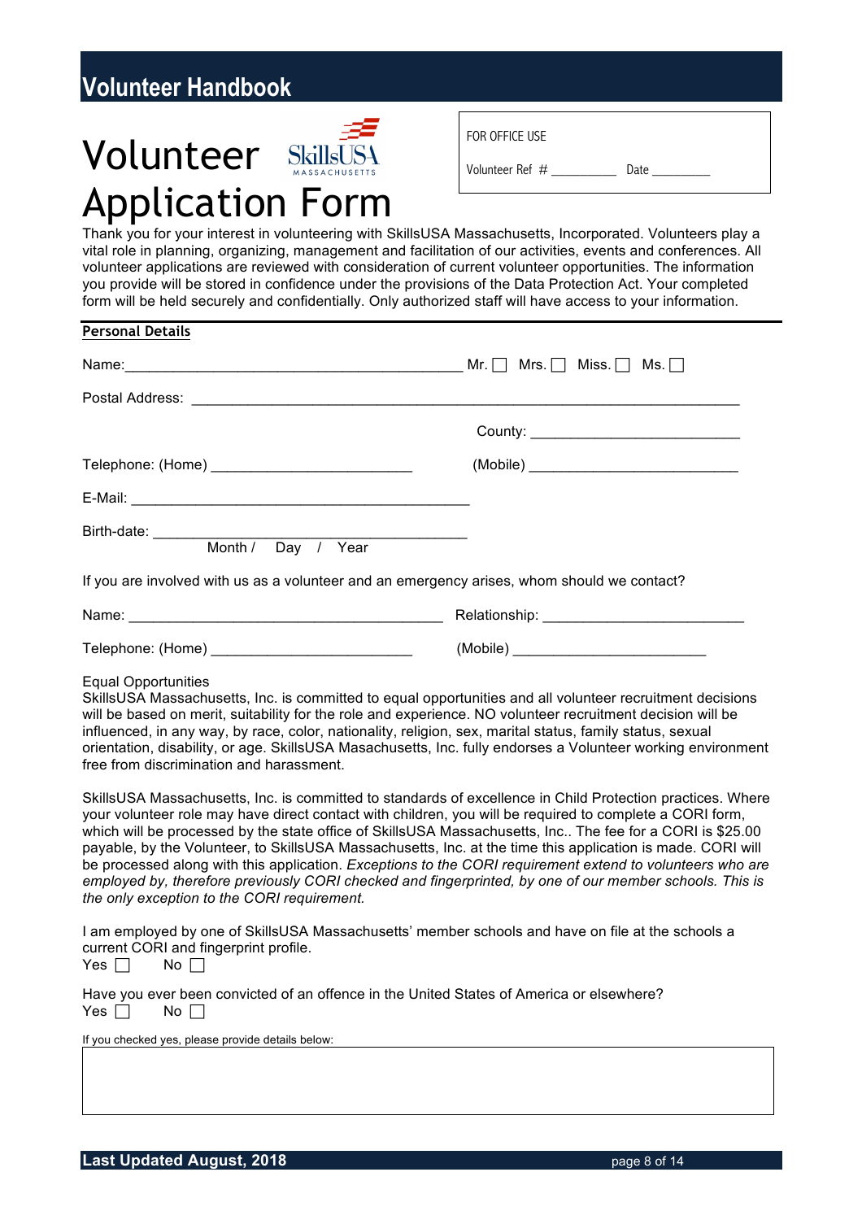# Volunteer Application Form

FOR OFFICE USE

Volunteer Ref # __________ Date _________

Thank you for your interest in volunteering with SkillsUSA Massachusetts, Incorporated. Volunteers play a vital role in planning, organizing, management and facilitation of our activities, events and conferences. All volunteer applications are reviewed with consideration of current volunteer opportunities. The information you provide will be stored in confidence under the provisions of the Data Protection Act. Your completed form will be held securely and confidentially. Only authorized staff will have access to your information.

## Personal Details

Name:__________________________________________ Mr. ☐ Mrs. ☐ Miss. ☐ Ms. ☐

Postal Address: ____________________________________________________________________

County: __________________________

Telephone: (Home) ________________________ (Mobile) __________________________

E-Mail: ___________________________________________

Birth-date: ________________________________________
Month / Day / Year

If you are involved with us as a volunteer and an emergency arises, whom should we contact?

Name: _______________________________________ Relationship: _________________________

Telephone: (Home) ________________________ (Mobile) ________________________

Equal Opportunities

SkillsUSA Massachusetts, Inc. is committed to equal opportunities and all volunteer recruitment decisions will be based on merit, suitability for the role and experience. NO volunteer recruitment decision will be influenced, in any way, by race, color, nationality, religion, sex, marital status, family status, sexual orientation, disability, or age. SkillsUSA Masachusetts, Inc. fully endorses a Volunteer working environment free from discrimination and harassment.

SkillsUSA Massachusetts, Inc. is committed to standards of excellence in Child Protection practices. Where your volunteer role may have direct contact with children, you will be required to complete a CORI form, which will be processed by the state office of SkillsUSA Massachusetts, Inc.. The fee for a CORI is $25.00 payable, by the Volunteer, to SkillsUSA Massachusetts, Inc. at the time this application is made. CORI will be processed along with this application. *Exceptions to the CORI requirement extend to volunteers who are employed by, therefore previously CORI checked and fingerprinted, by one of our member schools. This is the only exception to the CORI requirement.*

I am employed by one of SkillsUSA Massachusetts' member schools and have on file at the schools a current CORI and fingerprint profile.
Yes ☐ No ☐

Have you ever been convicted of an offence in the United States of America or elsewhere?
Yes ☐ No ☐

If you checked yes, please provide details below: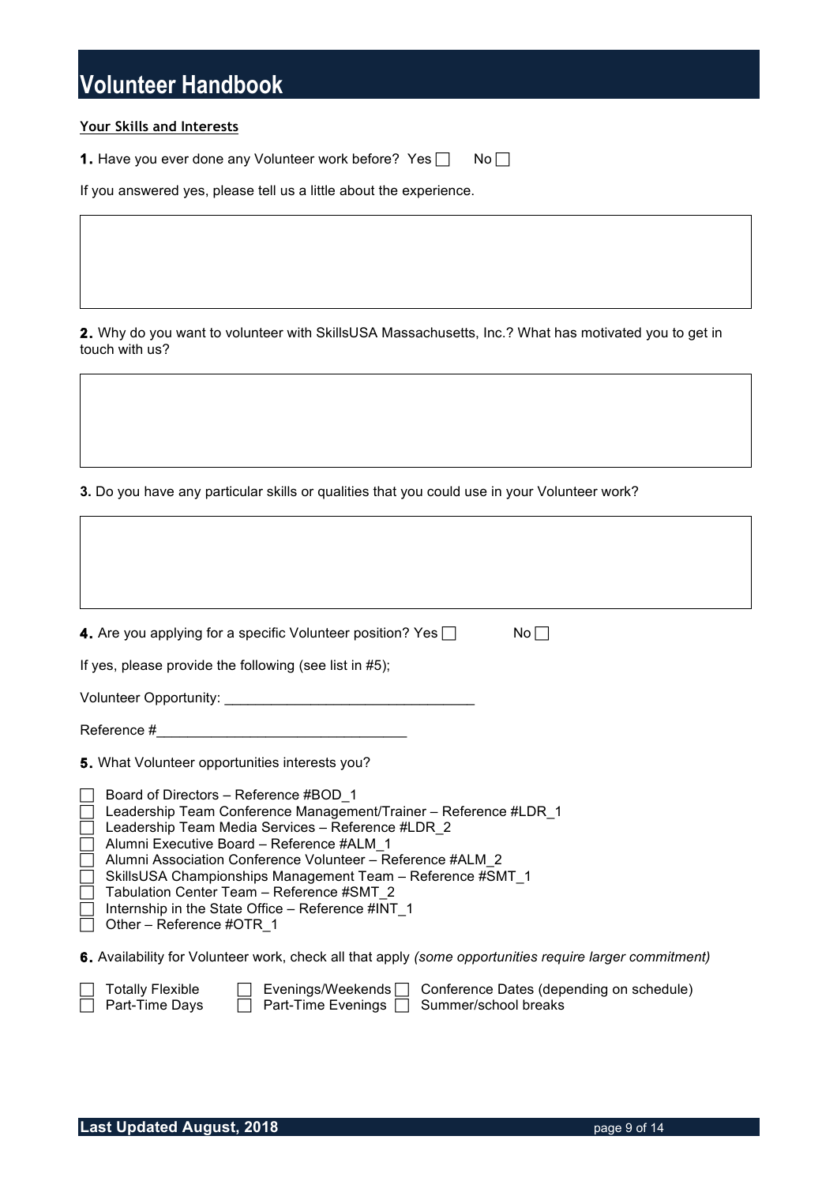# Volunteer Handbook

**Your Skills and Interests**

**1.** Have you ever done any Volunteer work before? Yes ☐ No ☐

If you answered yes, please tell us a little about the experience.

**2.** Why do you want to volunteer with SkillsUSA Massachusetts, Inc.? What has motivated you to get in touch with us?

**3.** Do you have any particular skills or qualities that you could use in your Volunteer work?

**4.** Are you applying for a specific Volunteer position? Yes ☐ No ☐

If yes, please provide the following (see list in #5);

Volunteer Opportunity: ________________________________

Reference #________________________________

**5.** What Volunteer opportunities interests you?

- ☐ Board of Directors – Reference #BOD_1
- ☐ Leadership Team Conference Management/Trainer – Reference #LDR_1
- ☐ Leadership Team Media Services – Reference #LDR_2
- ☐ Alumni Executive Board – Reference #ALM_1
- ☐ Alumni Association Conference Volunteer – Reference #ALM_2
- ☐ SkillsUSA Championships Management Team – Reference #SMT_1
- ☐ Tabulation Center Team – Reference #SMT_2
- ☐ Internship in the State Office – Reference #INT_1
- ☐ Other – Reference #OTR_1

**6.** Availability for Volunteer work, check all that apply *(some opportunities require larger commitment)*

- ☐ Totally Flexible
- ☐ Part-Time Days
- ☐ Evenings/Weekends
- ☐ Part-Time Evenings
- ☐ Conference Dates (depending on schedule)
- ☐ Summer/school breaks

**Last Updated August, 2018**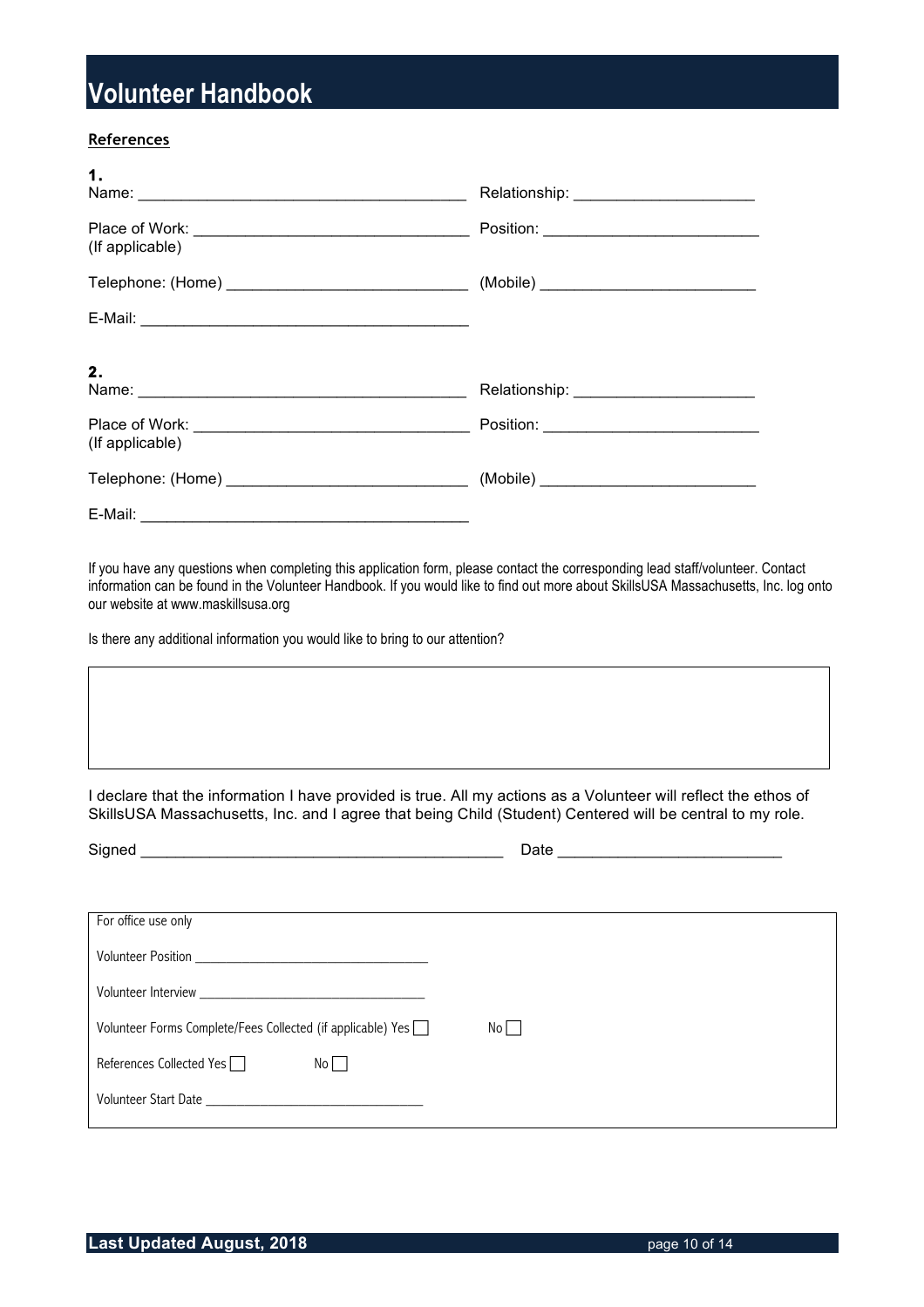## References

**1.**

Name: ______________________________________ Relationship: ____________________

Place of Work: ______________________________ Position: ________________________
(If applicable)

Telephone: (Home) ___________________________ (Mobile) ________________________

E-Mail: _____________________________________

**2.**

Name: ______________________________________ Relationship: ____________________

Place of Work: ______________________________ Position: ________________________
(If applicable)

Telephone: (Home) ___________________________ (Mobile) ________________________

E-Mail: _____________________________________

If you have any questions when completing this application form, please contact the corresponding lead staff/volunteer. Contact information can be found in the Volunteer Handbook. If you would like to find out more about SkillsUSA Massachusetts, Inc. log onto our website at www.maskillsusa.org

Is there any additional information you would like to bring to our attention?

| |
|---|
| |

I declare that the information I have provided is true. All my actions as a Volunteer will reflect the ethos of SkillsUSA Massachusetts, Inc. and I agree that being Child (Student) Centered will be central to my role.

Signed ________________________________________ Date _________________________

For office use only

Volunteer Position ________________________________

Volunteer Interview _______________________________

Volunteer Forms Complete/Fees Collected (if applicable) Yes ☐ No ☐

References Collected Yes ☐ No ☐

Volunteer Start Date ______________________________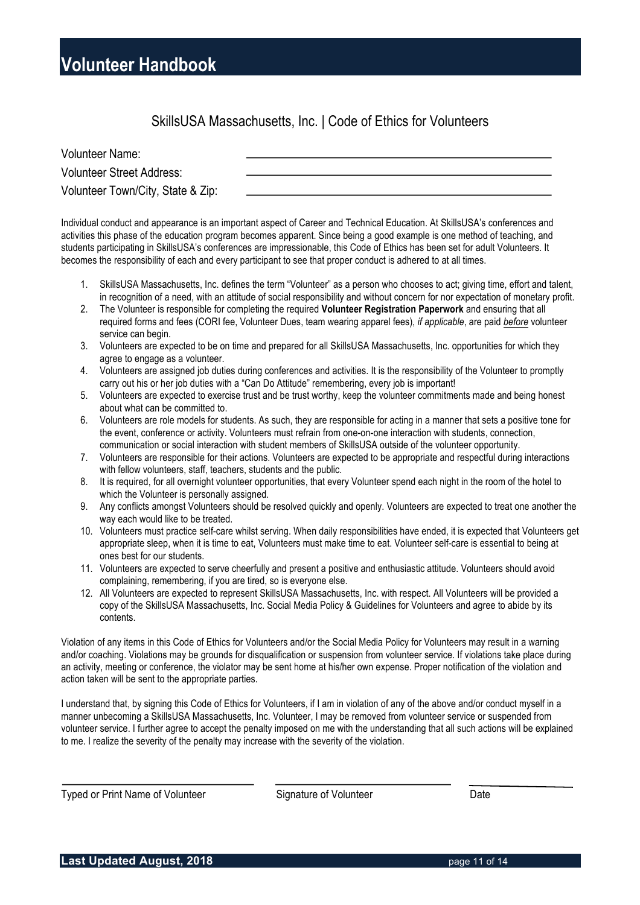## SkillsUSA Massachusetts, Inc. | Code of Ethics for Volunteers

Volunteer Name: ____________________________________________

Volunteer Street Address: ____________________________________________

Volunteer Town/City, State & Zip: ____________________________________________

Individual conduct and appearance is an important aspect of Career and Technical Education. At SkillsUSA's conferences and activities this phase of the education program becomes apparent. Since being a good example is one method of teaching, and students participating in SkillsUSA's conferences are impressionable, this Code of Ethics has been set for adult Volunteers. It becomes the responsibility of each and every participant to see that proper conduct is adhered to at all times.

1. SkillsUSA Massachusetts, Inc. defines the term "Volunteer" as a person who chooses to act; giving time, effort and talent, in recognition of a need, with an attitude of social responsibility and without concern for nor expectation of monetary profit.
2. The Volunteer is responsible for completing the required **Volunteer Registration Paperwork** and ensuring that all required forms and fees (CORI fee, Volunteer Dues, team wearing apparel fees), *if applicable*, are paid *before* volunteer service can begin.
3. Volunteers are expected to be on time and prepared for all SkillsUSA Massachusetts, Inc. opportunities for which they agree to engage as a volunteer.
4. Volunteers are assigned job duties during conferences and activities. It is the responsibility of the Volunteer to promptly carry out his or her job duties with a "Can Do Attitude" remembering, every job is important!
5. Volunteers are expected to exercise trust and be trust worthy, keep the volunteer commitments made and being honest about what can be committed to.
6. Volunteers are role models for students. As such, they are responsible for acting in a manner that sets a positive tone for the event, conference or activity. Volunteers must refrain from one-on-one interaction with students, connection, communication or social interaction with student members of SkillsUSA outside of the volunteer opportunity.
7. Volunteers are responsible for their actions. Volunteers are expected to be appropriate and respectful during interactions with fellow volunteers, staff, teachers, students and the public.
8. It is required, for all overnight volunteer opportunities, that every Volunteer spend each night in the room of the hotel to which the Volunteer is personally assigned.
9. Any conflicts amongst Volunteers should be resolved quickly and openly. Volunteers are expected to treat one another the way each would like to be treated.
10. Volunteers must practice self-care whilst serving. When daily responsibilities have ended, it is expected that Volunteers get appropriate sleep, when it is time to eat, Volunteers must make time to eat. Volunteer self-care is essential to being at ones best for our students.
11. Volunteers are expected to serve cheerfully and present a positive and enthusiastic attitude. Volunteers should avoid complaining, remembering, if you are tired, so is everyone else.
12. All Volunteers are expected to represent SkillsUSA Massachusetts, Inc. with respect. All Volunteers will be provided a copy of the SkillsUSA Massachusetts, Inc. Social Media Policy & Guidelines for Volunteers and agree to abide by its contents.

Violation of any items in this Code of Ethics for Volunteers and/or the Social Media Policy for Volunteers may result in a warning and/or coaching. Violations may be grounds for disqualification or suspension from volunteer service. If violations take place during an activity, meeting or conference, the violator may be sent home at his/her own expense. Proper notification of the violation and action taken will be sent to the appropriate parties.

I understand that, by signing this Code of Ethics for Volunteers, if I am in violation of any of the above and/or conduct myself in a manner unbecoming a SkillsUSA Massachusetts, Inc. Volunteer, I may be removed from volunteer service or suspended from volunteer service. I further agree to accept the penalty imposed on me with the understanding that all such actions will be explained to me. I realize the severity of the penalty may increase with the severity of the violation.

______________________________ ______________________________ ________________

Typed or Print Name of Volunteer          Signature of Volunteer          Date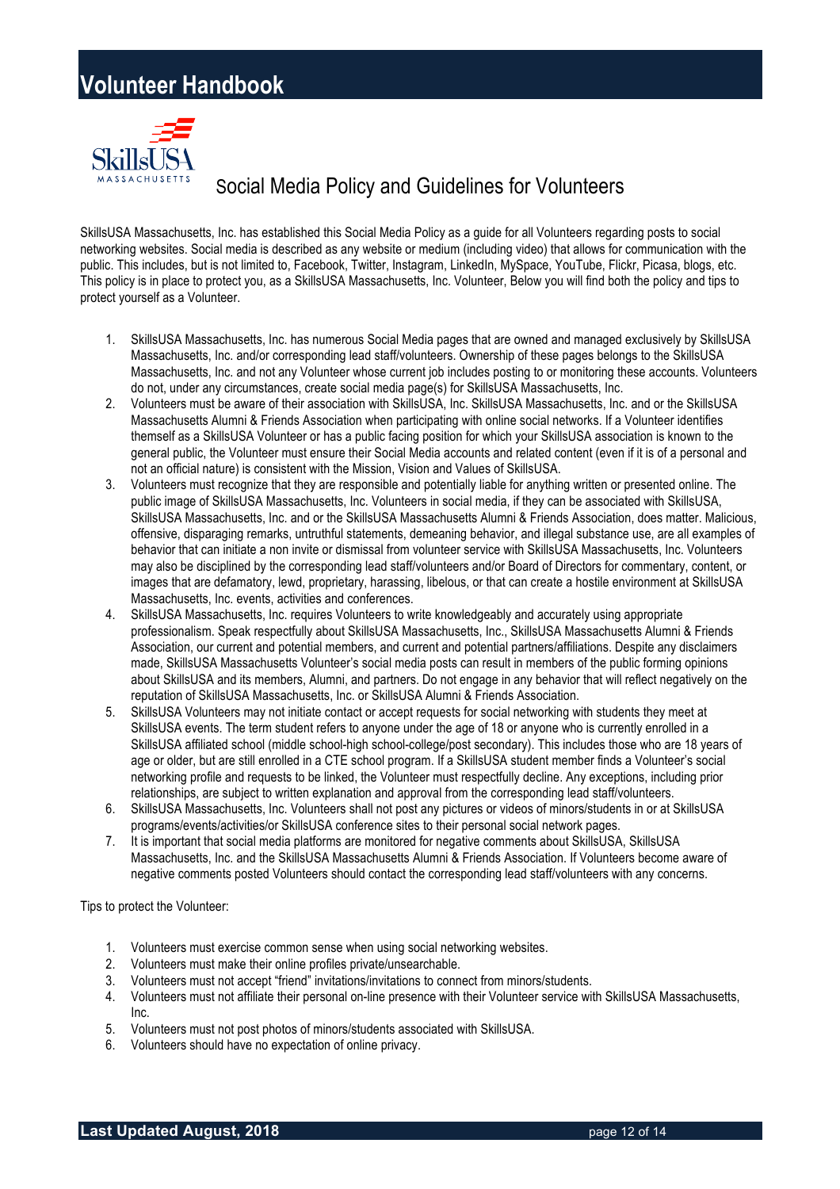## Social Media Policy and Guidelines for Volunteers

SkillsUSA Massachusetts, Inc. has established this Social Media Policy as a guide for all Volunteers regarding posts to social networking websites. Social media is described as any website or medium (including video) that allows for communication with the public. This includes, but is not limited to, Facebook, Twitter, Instagram, LinkedIn, MySpace, YouTube, Flickr, Picasa, blogs, etc. This policy is in place to protect you, as a SkillsUSA Massachusetts, Inc. Volunteer, Below you will find both the policy and tips to protect yourself as a Volunteer.

1. SkillsUSA Massachusetts, Inc. has numerous Social Media pages that are owned and managed exclusively by SkillsUSA Massachusetts, Inc. and/or corresponding lead staff/volunteers. Ownership of these pages belongs to the SkillsUSA Massachusetts, Inc. and not any Volunteer whose current job includes posting to or monitoring these accounts. Volunteers do not, under any circumstances, create social media page(s) for SkillsUSA Massachusetts, Inc.
2. Volunteers must be aware of their association with SkillsUSA, Inc. SkillsUSA Massachusetts, Inc. and or the SkillsUSA Massachusetts Alumni & Friends Association when participating with online social networks. If a Volunteer identifies themself as a SkillsUSA Volunteer or has a public facing position for which your SkillsUSA association is known to the general public, the Volunteer must ensure their Social Media accounts and related content (even if it is of a personal and not an official nature) is consistent with the Mission, Vision and Values of SkillsUSA.
3. Volunteers must recognize that they are responsible and potentially liable for anything written or presented online. The public image of SkillsUSA Massachusetts, Inc. Volunteers in social media, if they can be associated with SkillsUSA, SkillsUSA Massachusetts, Inc. and or the SkillsUSA Massachusetts Alumni & Friends Association, does matter. Malicious, offensive, disparaging remarks, untruthful statements, demeaning behavior, and illegal substance use, are all examples of behavior that can initiate a non invite or dismissal from volunteer service with SkillsUSA Massachusetts, Inc. Volunteers may also be disciplined by the corresponding lead staff/volunteers and/or Board of Directors for commentary, content, or images that are defamatory, lewd, proprietary, harassing, libelous, or that can create a hostile environment at SkillsUSA Massachusetts, Inc. events, activities and conferences.
4. SkillsUSA Massachusetts, Inc. requires Volunteers to write knowledgeably and accurately using appropriate professionalism. Speak respectfully about SkillsUSA Massachusetts, Inc., SkillsUSA Massachusetts Alumni & Friends Association, our current and potential members, and current and potential partners/affiliations. Despite any disclaimers made, SkillsUSA Massachusetts Volunteer's social media posts can result in members of the public forming opinions about SkillsUSA and its members, Alumni, and partners. Do not engage in any behavior that will reflect negatively on the reputation of SkillsUSA Massachusetts, Inc. or SkillsUSA Alumni & Friends Association.
5. SkillsUSA Volunteers may not initiate contact or accept requests for social networking with students they meet at SkillsUSA events. The term student refers to anyone under the age of 18 or anyone who is currently enrolled in a SkillsUSA affiliated school (middle school-high school-college/post secondary). This includes those who are 18 years of age or older, but are still enrolled in a CTE school program. If a SkillsUSA student member finds a Volunteer's social networking profile and requests to be linked, the Volunteer must respectfully decline. Any exceptions, including prior relationships, are subject to written explanation and approval from the corresponding lead staff/volunteers.
6. SkillsUSA Massachusetts, Inc. Volunteers shall not post any pictures or videos of minors/students in or at SkillsUSA programs/events/activities/or SkillsUSA conference sites to their personal social network pages.
7. It is important that social media platforms are monitored for negative comments about SkillsUSA, SkillsUSA Massachusetts, Inc. and the SkillsUSA Massachusetts Alumni & Friends Association. If Volunteers become aware of negative comments posted Volunteers should contact the corresponding lead staff/volunteers with any concerns.

Tips to protect the Volunteer:

1. Volunteers must exercise common sense when using social networking websites.
2. Volunteers must make their online profiles private/unsearchable.
3. Volunteers must not accept "friend" invitations/invitations to connect from minors/students.
4. Volunteers must not affiliate their personal on-line presence with their Volunteer service with SkillsUSA Massachusetts, Inc.
5. Volunteers must not post photos of minors/students associated with SkillsUSA.
6. Volunteers should have no expectation of online privacy.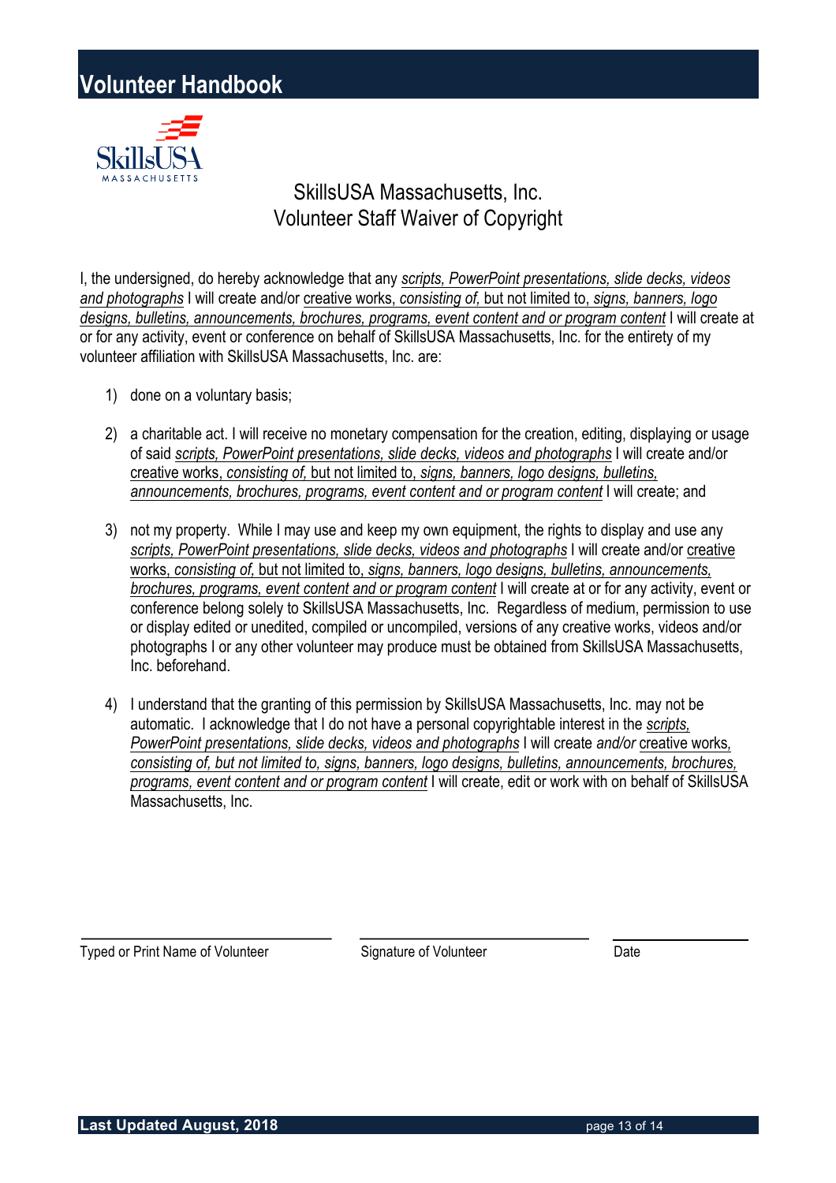# SkillsUSA Massachusetts, Inc.
## Volunteer Staff Waiver of Copyright

I, the undersigned, do hereby acknowledge that any *scripts, PowerPoint presentations, slide decks, videos and photographs* I will create and/or creative works, *consisting of,* but not limited to, *signs, banners, logo designs, bulletins, announcements, brochures, programs, event content and or program content* I will create at or for any activity, event or conference on behalf of SkillsUSA Massachusetts, Inc. for the entirety of my volunteer affiliation with SkillsUSA Massachusetts, Inc. are:

1) done on a voluntary basis;

2) a charitable act. I will receive no monetary compensation for the creation, editing, displaying or usage of said *scripts, PowerPoint presentations, slide decks, videos and photographs* I will create and/or creative works, *consisting of,* but not limited to, *signs, banners, logo designs, bulletins, announcements, brochures, programs, event content and or program content* I will create; and

3) not my property. While I may use and keep my own equipment, the rights to display and use any *scripts, PowerPoint presentations, slide decks, videos and photographs* I will create and/or creative works, *consisting of,* but not limited to, *signs, banners, logo designs, bulletins, announcements, brochures, programs, event content and or program content* I will create at or for any activity, event or conference belong solely to SkillsUSA Massachusetts, Inc. Regardless of medium, permission to use or display edited or unedited, compiled or uncompiled, versions of any creative works, videos and/or photographs I or any other volunteer may produce must be obtained from SkillsUSA Massachusetts, Inc. beforehand.

4) I understand that the granting of this permission by SkillsUSA Massachusetts, Inc. may not be automatic. I acknowledge that I do not have a personal copyrightable interest in the *scripts, PowerPoint presentations, slide decks, videos and photographs* I will create *and/or* creative works*, consisting of, but not limited to, signs, banners, logo designs, bulletins, announcements, brochures, programs, event content and or program content* I will create, edit or work with on behalf of SkillsUSA Massachusetts, Inc.

| Typed or Print Name of Volunteer | Signature of Volunteer | Date |
|---|---|---|
| | | |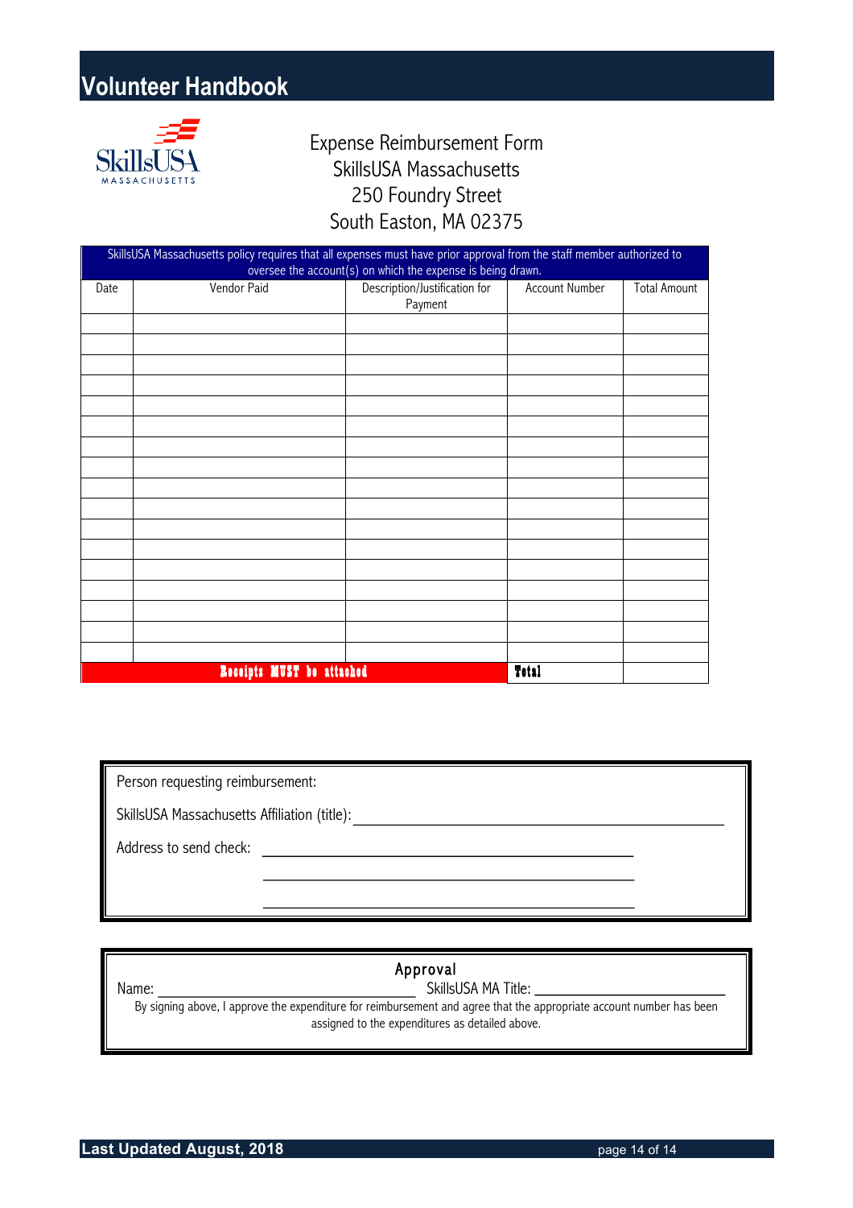SkillsUSA MASSACHUSETTS

# Expense Reimbursement Form

SkillsUSA Massachusetts
250 Foundry Street
South Easton, MA 02375

| SkillsUSA Massachusetts policy requires that all expenses must have prior approval from the staff member authorized to oversee the account(s) on which the expense is being drawn. | | | | |
|---|---|---|---|---|
| Date | Vendor Paid | Description/Justification for Payment | Account Number | Total Amount |
| | | | | |
| | | | | |
| | | | | |
| | | | | |
| | | | | |
| | | | | |
| | | | | |
| | | | | |
| | | | | |
| | | | | |
| | | | | |
| | | | | |
| | | | | |
| | | | | |
| | | | | |
| | | | | |
| | | | | |
| **Receipts MUST be attached** | | | **Total** | |

Person requesting reimbursement:

SkillsUSA Massachusetts Affiliation (title): ______________________________

Address to send check: ______________________________

______________________________

______________________________

## Approval

Name: ______________________ SkillsUSA MA Title: ______________________

By signing above, I approve the expenditure for reimbursement and agree that the appropriate account number has been assigned to the expenditures as detailed above.